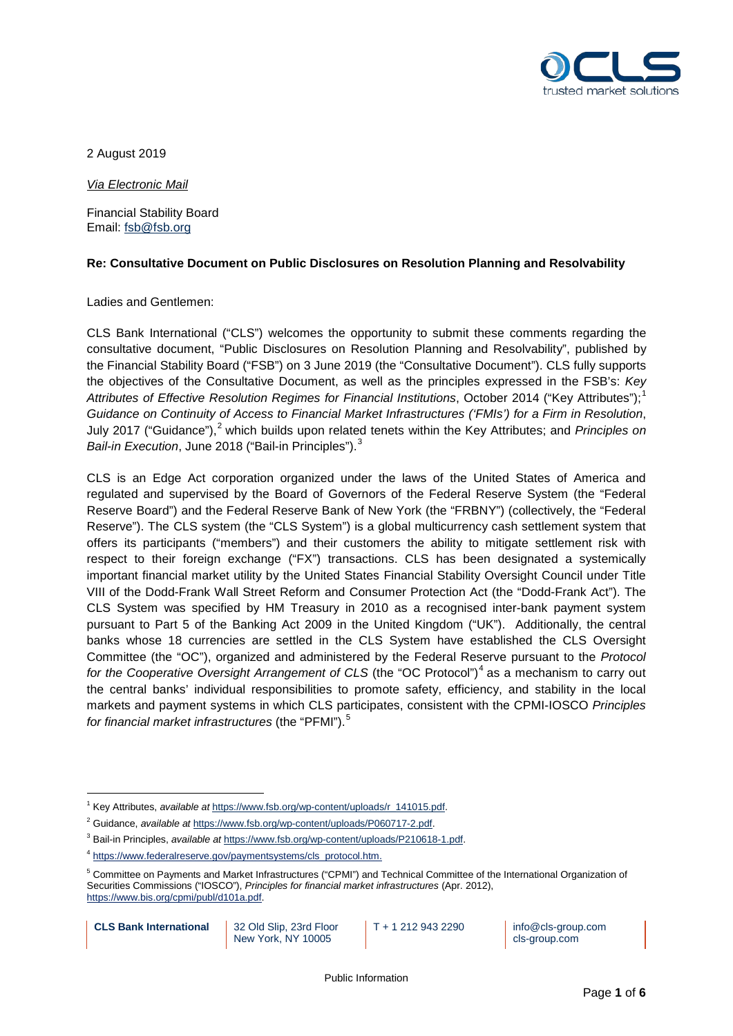2 August 2019

*Via Electronic Mail*

Financial Stability Board
Email: fsb@fsb.org

**Re: Consultative Document on Public Disclosures on Resolution Planning and Resolvability**

Ladies and Gentlemen:

CLS Bank International ("CLS") welcomes the opportunity to submit these comments regarding the consultative document, "Public Disclosures on Resolution Planning and Resolvability", published by the Financial Stability Board ("FSB") on 3 June 2019 (the "Consultative Document"). CLS fully supports the objectives of the Consultative Document, as well as the principles expressed in the FSB's: *Key Attributes of Effective Resolution Regimes for Financial Institutions*, October 2014 ("Key Attributes");[1] *Guidance on Continuity of Access to Financial Market Infrastructures ('FMIs') for a Firm in Resolution*, July 2017 ("Guidance"),[2] which builds upon related tenets within the Key Attributes; and *Principles on Bail-in Execution*, June 2018 ("Bail-in Principles").[3]

CLS is an Edge Act corporation organized under the laws of the United States of America and regulated and supervised by the Board of Governors of the Federal Reserve System (the "Federal Reserve Board") and the Federal Reserve Bank of New York (the "FRBNY") (collectively, the "Federal Reserve"). The CLS system (the "CLS System") is a global multicurrency cash settlement system that offers its participants ("members") and their customers the ability to mitigate settlement risk with respect to their foreign exchange ("FX") transactions. CLS has been designated a systemically important financial market utility by the United States Financial Stability Oversight Council under Title VIII of the Dodd-Frank Wall Street Reform and Consumer Protection Act (the "Dodd-Frank Act"). The CLS System was specified by HM Treasury in 2010 as a recognised inter-bank payment system pursuant to Part 5 of the Banking Act 2009 in the United Kingdom ("UK"). Additionally, the central banks whose 18 currencies are settled in the CLS System have established the CLS Oversight Committee (the "OC"), organized and administered by the Federal Reserve pursuant to the *Protocol for the Cooperative Oversight Arrangement of CLS* (the "OC Protocol")[4] as a mechanism to carry out the central banks' individual responsibilities to promote safety, efficiency, and stability in the local markets and payment systems in which CLS participates, consistent with the CPMI-IOSCO *Principles for financial market infrastructures* (the "PFMI").[5]

---

[1] Key Attributes, *available at* https://www.fsb.org/wp-content/uploads/r_141015.pdf.

[2] Guidance, *available at* https://www.fsb.org/wp-content/uploads/P060717-2.pdf.

[3] Bail-in Principles, *available at* https://www.fsb.org/wp-content/uploads/P210618-1.pdf.

[4] https://www.federalreserve.gov/paymentsystems/cls_protocol.htm.

[5] Committee on Payments and Market Infrastructures ("CPMI") and Technical Committee of the International Organization of Securities Commissions ("IOSCO"), *Principles for financial market infrastructures* (Apr. 2012), https://www.bis.org/cpmi/publ/d101a.pdf.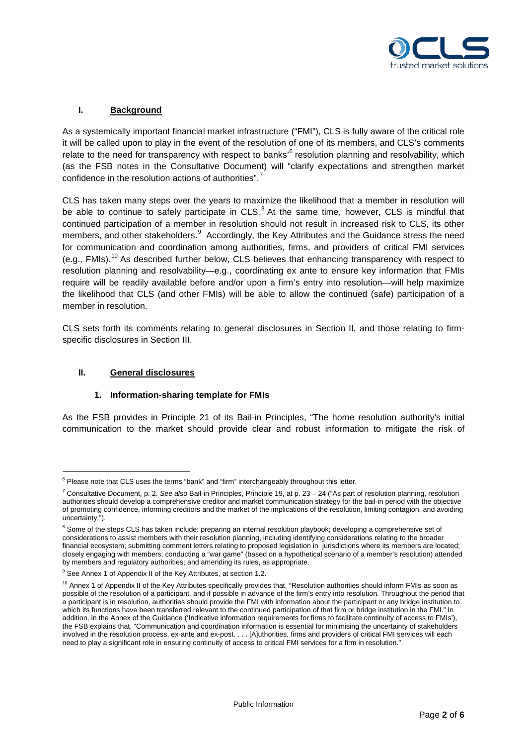## I. Background

As a systemically important financial market infrastructure ("FMI"), CLS is fully aware of the critical role it will be called upon to play in the event of the resolution of one of its members, and CLS's comments relate to the need for transparency with respect to banks'[6] resolution planning and resolvability, which (as the FSB notes in the Consultative Document) will "clarify expectations and strengthen market confidence in the resolution actions of authorities".[7]

CLS has taken many steps over the years to maximize the likelihood that a member in resolution will be able to continue to safely participate in CLS.[8] At the same time, however, CLS is mindful that continued participation of a member in resolution should not result in increased risk to CLS, its other members, and other stakeholders.[9] Accordingly, the Key Attributes and the Guidance stress the need for communication and coordination among authorities, firms, and providers of critical FMI services (e.g., FMIs).[10] As described further below, CLS believes that enhancing transparency with respect to resolution planning and resolvability—e.g., coordinating ex ante to ensure key information that FMIs require will be readily available before and/or upon a firm's entry into resolution—will help maximize the likelihood that CLS (and other FMIs) will be able to allow the continued (safe) participation of a member in resolution.

CLS sets forth its comments relating to general disclosures in Section II, and those relating to firm-specific disclosures in Section III.

## II. General disclosures

### 1. Information-sharing template for FMIs

As the FSB provides in Principle 21 of its Bail-in Principles, "The home resolution authority's initial communication to the market should provide clear and robust information to mitigate the risk of

---

[6] Please note that CLS uses the terms "bank" and "firm" interchangeably throughout this letter.

[7] Consultative Document, p. 2. *See also* Bail-in Principles, Principle 19, at p. 23 – 24 ("As part of resolution planning, resolution authorities should develop a comprehensive creditor and market communication strategy for the bail-in period with the objective of promoting confidence, informing creditors and the market of the implications of the resolution, limiting contagion, and avoiding uncertainty.").

[8] Some of the steps CLS has taken include: preparing an internal resolution playbook; developing a comprehensive set of considerations to assist members with their resolution planning, including identifying considerations relating to the broader financial ecosystem; submitting comment letters relating to proposed legislation in jurisdictions where its members are located; closely engaging with members; conducting a "war game" (based on a hypothetical scenario of a member's resolution) attended by members and regulatory authorities; and amending its rules, as appropriate.

[9] See Annex 1 of Appendix II of the Key Attributes, at section 1.2.

[10] Annex 1 of Appendix II of the Key Attributes specifically provides that, "Resolution authorities should inform FMIs as soon as possible of the resolution of a participant, and if possible in advance of the firm's entry into resolution. Throughout the period that a participant is in resolution, authorities should provide the FMI with information about the participant or any bridge institution to which its functions have been transferred relevant to the continued participation of that firm or bridge institution in the FMI." In addition, in the Annex of the Guidance ('Indicative information requirements for firms to facilitate continuity of access to FMIs'), the FSB explains that, "Communication and coordination information is essential for minimising the uncertainty of stakeholders involved in the resolution process, ex-ante and ex-post. . . . [A]uthorities, firms and providers of critical FMI services will each need to play a significant role in ensuring continuity of access to critical FMI services for a firm in resolution."

Public Information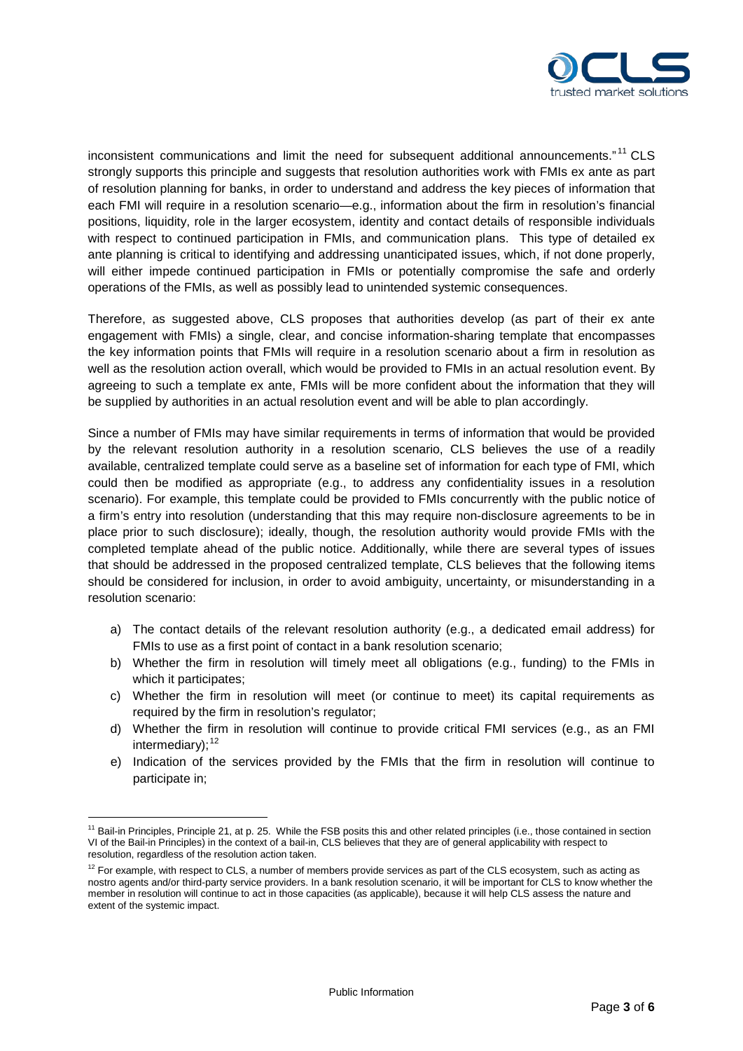inconsistent communications and limit the need for subsequent additional announcements."[11] CLS strongly supports this principle and suggests that resolution authorities work with FMIs ex ante as part of resolution planning for banks, in order to understand and address the key pieces of information that each FMI will require in a resolution scenario—e.g., information about the firm in resolution's financial positions, liquidity, role in the larger ecosystem, identity and contact details of responsible individuals with respect to continued participation in FMIs, and communication plans. This type of detailed ex ante planning is critical to identifying and addressing unanticipated issues, which, if not done properly, will either impede continued participation in FMIs or potentially compromise the safe and orderly operations of the FMIs, as well as possibly lead to unintended systemic consequences.

Therefore, as suggested above, CLS proposes that authorities develop (as part of their ex ante engagement with FMIs) a single, clear, and concise information-sharing template that encompasses the key information points that FMIs will require in a resolution scenario about a firm in resolution as well as the resolution action overall, which would be provided to FMIs in an actual resolution event. By agreeing to such a template ex ante, FMIs will be more confident about the information that they will be supplied by authorities in an actual resolution event and will be able to plan accordingly.

Since a number of FMIs may have similar requirements in terms of information that would be provided by the relevant resolution authority in a resolution scenario, CLS believes the use of a readily available, centralized template could serve as a baseline set of information for each type of FMI, which could then be modified as appropriate (e.g., to address any confidentiality issues in a resolution scenario). For example, this template could be provided to FMIs concurrently with the public notice of a firm's entry into resolution (understanding that this may require non-disclosure agreements to be in place prior to such disclosure); ideally, though, the resolution authority would provide FMIs with the completed template ahead of the public notice. Additionally, while there are several types of issues that should be addressed in the proposed centralized template, CLS believes that the following items should be considered for inclusion, in order to avoid ambiguity, uncertainty, or misunderstanding in a resolution scenario:

a) The contact details of the relevant resolution authority (e.g., a dedicated email address) for FMIs to use as a first point of contact in a bank resolution scenario;
b) Whether the firm in resolution will timely meet all obligations (e.g., funding) to the FMIs in which it participates;
c) Whether the firm in resolution will meet (or continue to meet) its capital requirements as required by the firm in resolution's regulator;
d) Whether the firm in resolution will continue to provide critical FMI services (e.g., as an FMI intermediary);[12]
e) Indication of the services provided by the FMIs that the firm in resolution will continue to participate in;

[11] Bail-in Principles, Principle 21, at p. 25. While the FSB posits this and other related principles (i.e., those contained in section VI of the Bail-in Principles) in the context of a bail-in, CLS believes that they are of general applicability with respect to resolution, regardless of the resolution action taken.

[12] For example, with respect to CLS, a number of members provide services as part of the CLS ecosystem, such as acting as nostro agents and/or third-party service providers. In a bank resolution scenario, it will be important for CLS to know whether the member in resolution will continue to act in those capacities (as applicable), because it will help CLS assess the nature and extent of the systemic impact.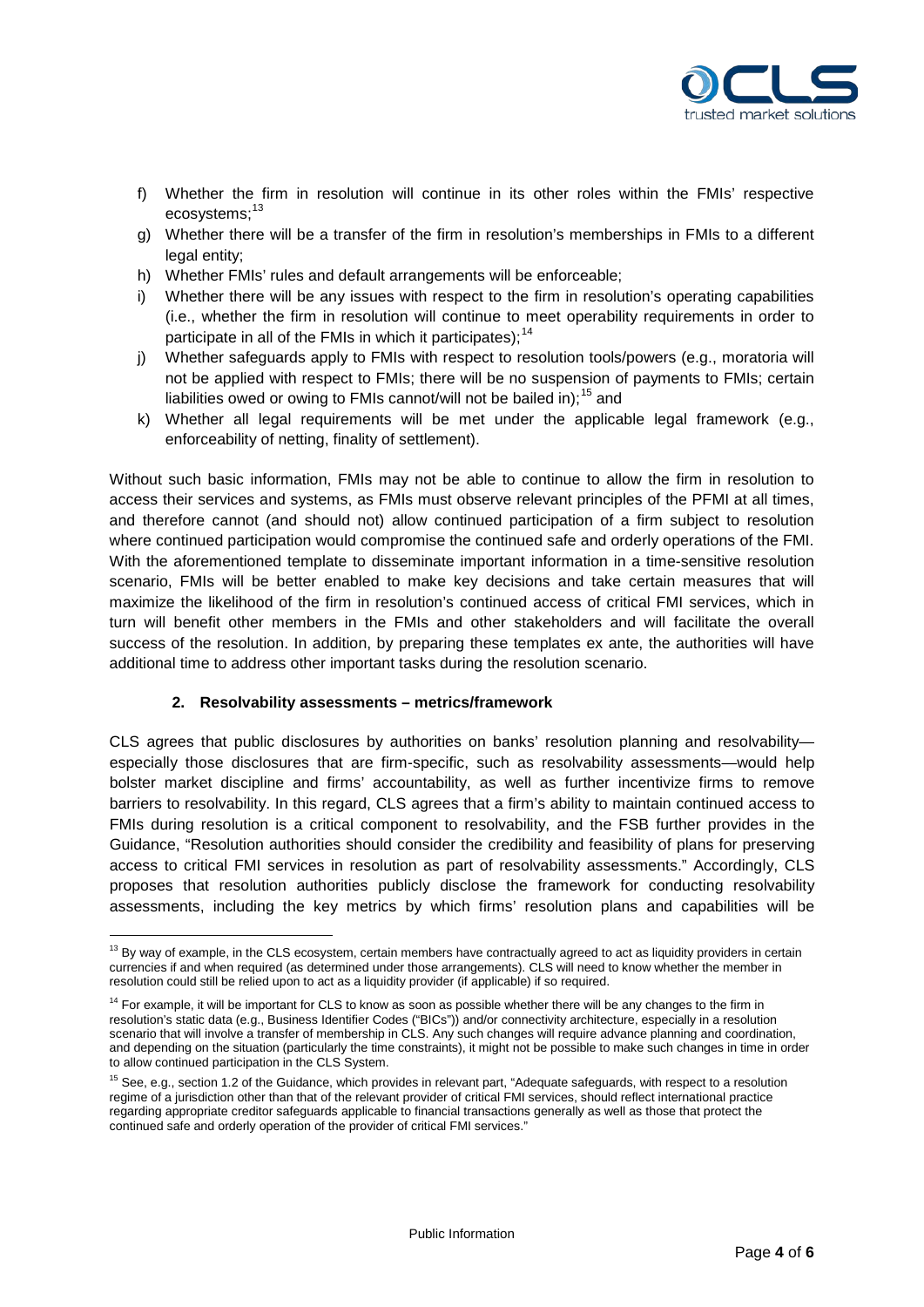f) Whether the firm in resolution will continue in its other roles within the FMIs' respective ecosystems;[13]
g) Whether there will be a transfer of the firm in resolution's memberships in FMIs to a different legal entity;
h) Whether FMIs' rules and default arrangements will be enforceable;
i) Whether there will be any issues with respect to the firm in resolution's operating capabilities (i.e., whether the firm in resolution will continue to meet operability requirements in order to participate in all of the FMIs in which it participates);[14]
j) Whether safeguards apply to FMIs with respect to resolution tools/powers (e.g., moratoria will not be applied with respect to FMIs; there will be no suspension of payments to FMIs; certain liabilities owed or owing to FMIs cannot/will not be bailed in);[15] and
k) Whether all legal requirements will be met under the applicable legal framework (e.g., enforceability of netting, finality of settlement).

Without such basic information, FMIs may not be able to continue to allow the firm in resolution to access their services and systems, as FMIs must observe relevant principles of the PFMI at all times, and therefore cannot (and should not) allow continued participation of a firm subject to resolution where continued participation would compromise the continued safe and orderly operations of the FMI. With the aforementioned template to disseminate important information in a time-sensitive resolution scenario, FMIs will be better enabled to make key decisions and take certain measures that will maximize the likelihood of the firm in resolution's continued access of critical FMI services, which in turn will benefit other members in the FMIs and other stakeholders and will facilitate the overall success of the resolution. In addition, by preparing these templates ex ante, the authorities will have additional time to address other important tasks during the resolution scenario.

### 2. Resolvability assessments – metrics/framework

CLS agrees that public disclosures by authorities on banks' resolution planning and resolvability—especially those disclosures that are firm-specific, such as resolvability assessments—would help bolster market discipline and firms' accountability, as well as further incentivize firms to remove barriers to resolvability. In this regard, CLS agrees that a firm's ability to maintain continued access to FMIs during resolution is a critical component to resolvability, and the FSB further provides in the Guidance, "Resolution authorities should consider the credibility and feasibility of plans for preserving access to critical FMI services in resolution as part of resolvability assessments." Accordingly, CLS proposes that resolution authorities publicly disclose the framework for conducting resolvability assessments, including the key metrics by which firms' resolution plans and capabilities will be

---

[13] By way of example, in the CLS ecosystem, certain members have contractually agreed to act as liquidity providers in certain currencies if and when required (as determined under those arrangements). CLS will need to know whether the member in resolution could still be relied upon to act as a liquidity provider (if applicable) if so required.

[14] For example, it will be important for CLS to know as soon as possible whether there will be any changes to the firm in resolution's static data (e.g., Business Identifier Codes ("BICs")) and/or connectivity architecture, especially in a resolution scenario that will involve a transfer of membership in CLS. Any such changes will require advance planning and coordination, and depending on the situation (particularly the time constraints), it might not be possible to make such changes in time in order to allow continued participation in the CLS System.

[15] See, e.g., section 1.2 of the Guidance, which provides in relevant part, "Adequate safeguards, with respect to a resolution regime of a jurisdiction other than that of the relevant provider of critical FMI services, should reflect international practice regarding appropriate creditor safeguards applicable to financial transactions generally as well as those that protect the continued safe and orderly operation of the provider of critical FMI services."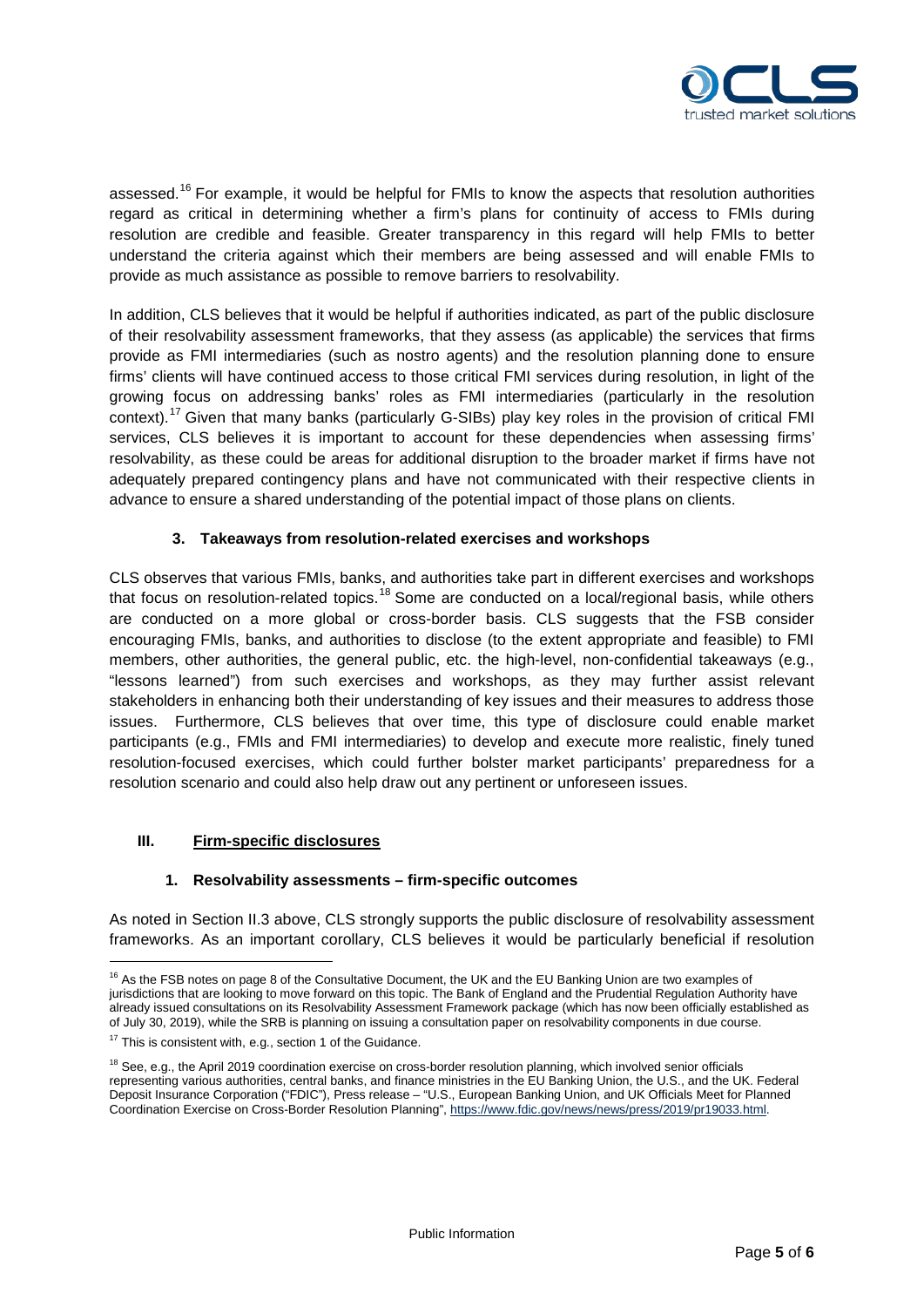assessed.[16] For example, it would be helpful for FMIs to know the aspects that resolution authorities regard as critical in determining whether a firm's plans for continuity of access to FMIs during resolution are credible and feasible. Greater transparency in this regard will help FMIs to better understand the criteria against which their members are being assessed and will enable FMIs to provide as much assistance as possible to remove barriers to resolvability.

In addition, CLS believes that it would be helpful if authorities indicated, as part of the public disclosure of their resolvability assessment frameworks, that they assess (as applicable) the services that firms provide as FMI intermediaries (such as nostro agents) and the resolution planning done to ensure firms' clients will have continued access to those critical FMI services during resolution, in light of the growing focus on addressing banks' roles as FMI intermediaries (particularly in the resolution context).[17] Given that many banks (particularly G-SIBs) play key roles in the provision of critical FMI services, CLS believes it is important to account for these dependencies when assessing firms' resolvability, as these could be areas for additional disruption to the broader market if firms have not adequately prepared contingency plans and have not communicated with their respective clients in advance to ensure a shared understanding of the potential impact of those plans on clients.

### 3. Takeaways from resolution-related exercises and workshops

CLS observes that various FMIs, banks, and authorities take part in different exercises and workshops that focus on resolution-related topics.[18] Some are conducted on a local/regional basis, while others are conducted on a more global or cross-border basis. CLS suggests that the FSB consider encouraging FMIs, banks, and authorities to disclose (to the extent appropriate and feasible) to FMI members, other authorities, the general public, etc. the high-level, non-confidential takeaways (e.g., "lessons learned") from such exercises and workshops, as they may further assist relevant stakeholders in enhancing both their understanding of key issues and their measures to address those issues. Furthermore, CLS believes that over time, this type of disclosure could enable market participants (e.g., FMIs and FMI intermediaries) to develop and execute more realistic, finely tuned resolution-focused exercises, which could further bolster market participants' preparedness for a resolution scenario and could also help draw out any pertinent or unforeseen issues.

## III. Firm-specific disclosures

### 1. Resolvability assessments – firm-specific outcomes

As noted in Section II.3 above, CLS strongly supports the public disclosure of resolvability assessment frameworks. As an important corollary, CLS believes it would be particularly beneficial if resolution

---

[16] As the FSB notes on page 8 of the Consultative Document, the UK and the EU Banking Union are two examples of jurisdictions that are looking to move forward on this topic. The Bank of England and the Prudential Regulation Authority have already issued consultations on its Resolvability Assessment Framework package (which has now been officially established as of July 30, 2019), while the SRB is planning on issuing a consultation paper on resolvability components in due course.

[17] This is consistent with, e.g., section 1 of the Guidance.

[18] See, e.g., the April 2019 coordination exercise on cross-border resolution planning, which involved senior officials representing various authorities, central banks, and finance ministries in the EU Banking Union, the U.S., and the UK. Federal Deposit Insurance Corporation ("FDIC"), Press release – "U.S., European Banking Union, and UK Officials Meet for Planned Coordination Exercise on Cross-Border Resolution Planning", https://www.fdic.gov/news/news/press/2019/pr19033.html.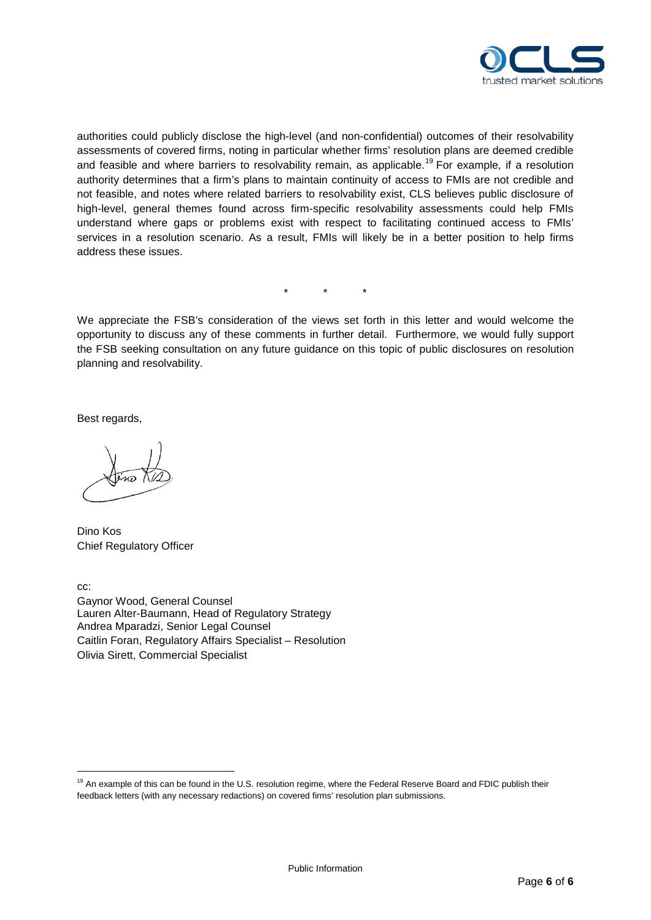authorities could publicly disclose the high-level (and non-confidential) outcomes of their resolvability assessments of covered firms, noting in particular whether firms' resolution plans are deemed credible and feasible and where barriers to resolvability remain, as applicable.[19] For example, if a resolution authority determines that a firm's plans to maintain continuity of access to FMIs are not credible and not feasible, and notes where related barriers to resolvability exist, CLS believes public disclosure of high-level, general themes found across firm-specific resolvability assessments could help FMIs understand where gaps or problems exist with respect to facilitating continued access to FMIs' services in a resolution scenario. As a result, FMIs will likely be in a better position to help firms address these issues.

\* \* \*

We appreciate the FSB's consideration of the views set forth in this letter and would welcome the opportunity to discuss any of these comments in further detail. Furthermore, we would fully support the FSB seeking consultation on any future guidance on this topic of public disclosures on resolution planning and resolvability.

Best regards,

Dino Kos
Chief Regulatory Officer

cc:
Gaynor Wood, General Counsel
Lauren Alter-Baumann, Head of Regulatory Strategy
Andrea Mparadzi, Senior Legal Counsel
Caitlin Foran, Regulatory Affairs Specialist – Resolution
Olivia Sirett, Commercial Specialist

[19] An example of this can be found in the U.S. resolution regime, where the Federal Reserve Board and FDIC publish their feedback letters (with any necessary redactions) on covered firms' resolution plan submissions.

Public Information